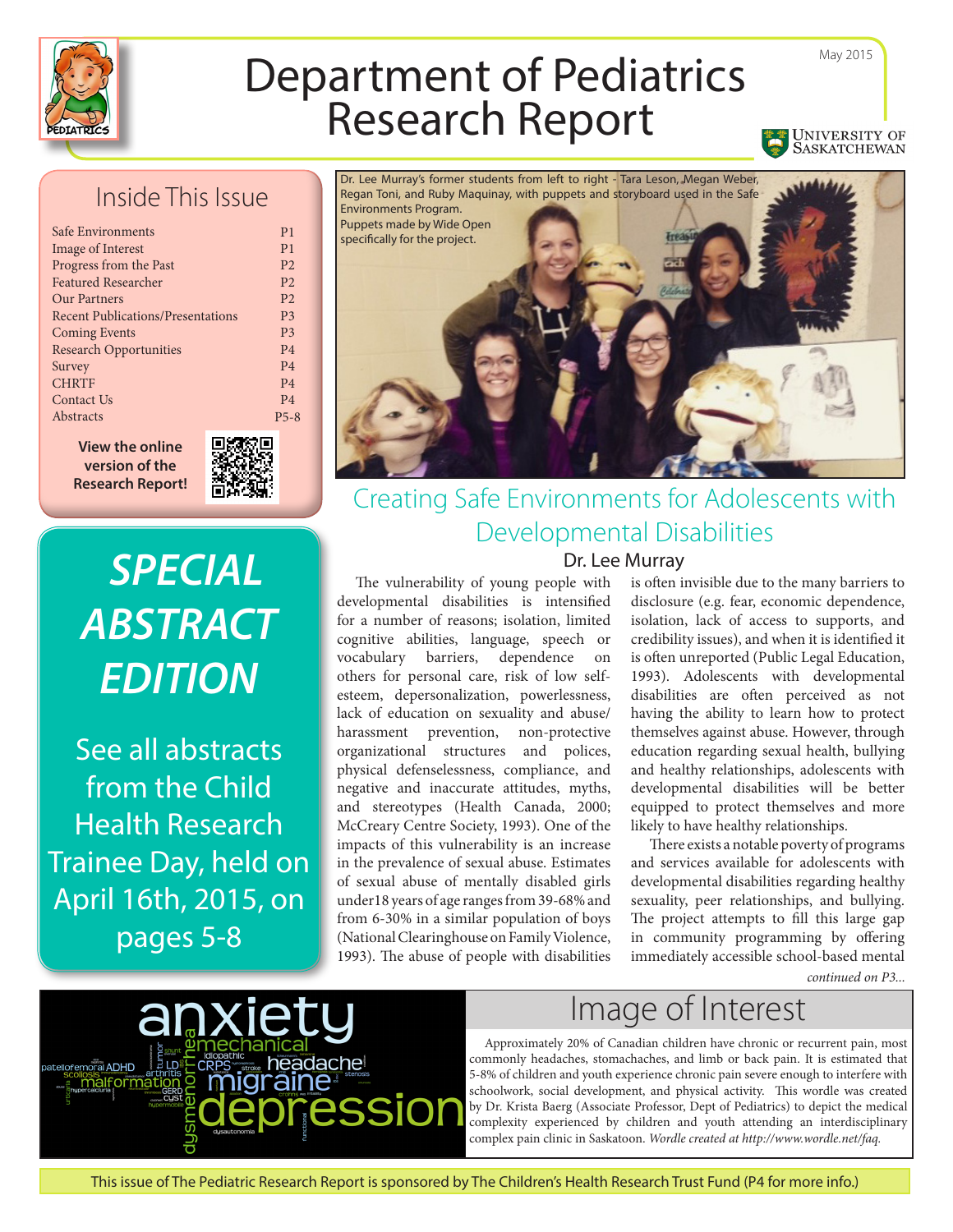# Department of Pediatrics Research Report

May 2015

University of Saskatchewan

## Inside This Issue

| | |
|---|---|
| Safe Environments | P1 |
| Image of Interest | P1 |
| Progress from the Past | P2 |
| Featured Researcher | P2 |
| Our Partners | P2 |
| Recent Publications/Presentations | P3 |
| Coming Events | P3 |
| Research Opportunities | P4 |
| Survey | P4 |
| CHRTF | P4 |
| Contact Us | P4 |
| Abstracts | P5-8 |

**View the online version of the Research Report!**

## *SPECIAL ABSTRACT EDITION*

See all abstracts from the Child Health Research Trainee Day, held on April 16th, 2015, on pages 5-8

Dr. Lee Murray's former students from left to right - Tara Leson, Megan Weber, Regan Toni, and Ruby Maquinay, with puppets and storyboard used in the Safe Environments Program. Puppets made by Wide Open specifically for the project.

## Creating Safe Environments for Adolescents with Developmental Disabilities

### Dr. Lee Murray

The vulnerability of young people with developmental disabilities is intensified for a number of reasons; isolation, limited cognitive abilities, language, speech or vocabulary barriers, dependence on others for personal care, risk of low self-esteem, depersonalization, powerlessness, lack of education on sexuality and abuse/harassment prevention, non-protective organizational structures and polices, physical defenselessness, compliance, and negative and inaccurate attitudes, myths, and stereotypes (Health Canada, 2000; McCreary Centre Society, 1993). One of the impacts of this vulnerability is an increase in the prevalence of sexual abuse. Estimates of sexual abuse of mentally disabled girls under18 years of age ranges from 39-68% and from 6-30% in a similar population of boys (National Clearinghouse on Family Violence, 1993). The abuse of people with disabilities is often invisible due to the many barriers to disclosure (e.g. fear, economic dependence, isolation, lack of access to supports, and credibility issues), and when it is identified it is often unreported (Public Legal Education, 1993). Adolescents with developmental disabilities are often perceived as not having the ability to learn how to protect themselves against abuse. However, through education regarding sexual health, bullying and healthy relationships, adolescents with developmental disabilities will be better equipped to protect themselves and more likely to have healthy relationships.

There exists a notable poverty of programs and services available for adolescents with developmental disabilities regarding healthy sexuality, peer relationships, and bullying. The project attempts to fill this large gap in community programming by offering immediately accessible school-based mental

*continued on P3...*

## Image of Interest

Approximately 20% of Canadian children have chronic or recurrent pain, most commonly headaches, stomachaches, and limb or back pain. It is estimated that 5-8% of children and youth experience chronic pain severe enough to interfere with schoolwork, social development, and physical activity. This wordle was created by Dr. Krista Baerg (Associate Professor, Dept of Pediatrics) to depict the medical complexity experienced by children and youth attending an interdisciplinary complex pain clinic in Saskatoon. *Wordle created at http://www.wordle.net/faq.*

This issue of The Pediatric Research Report is sponsored by The Children's Health Research Trust Fund (P4 for more info.)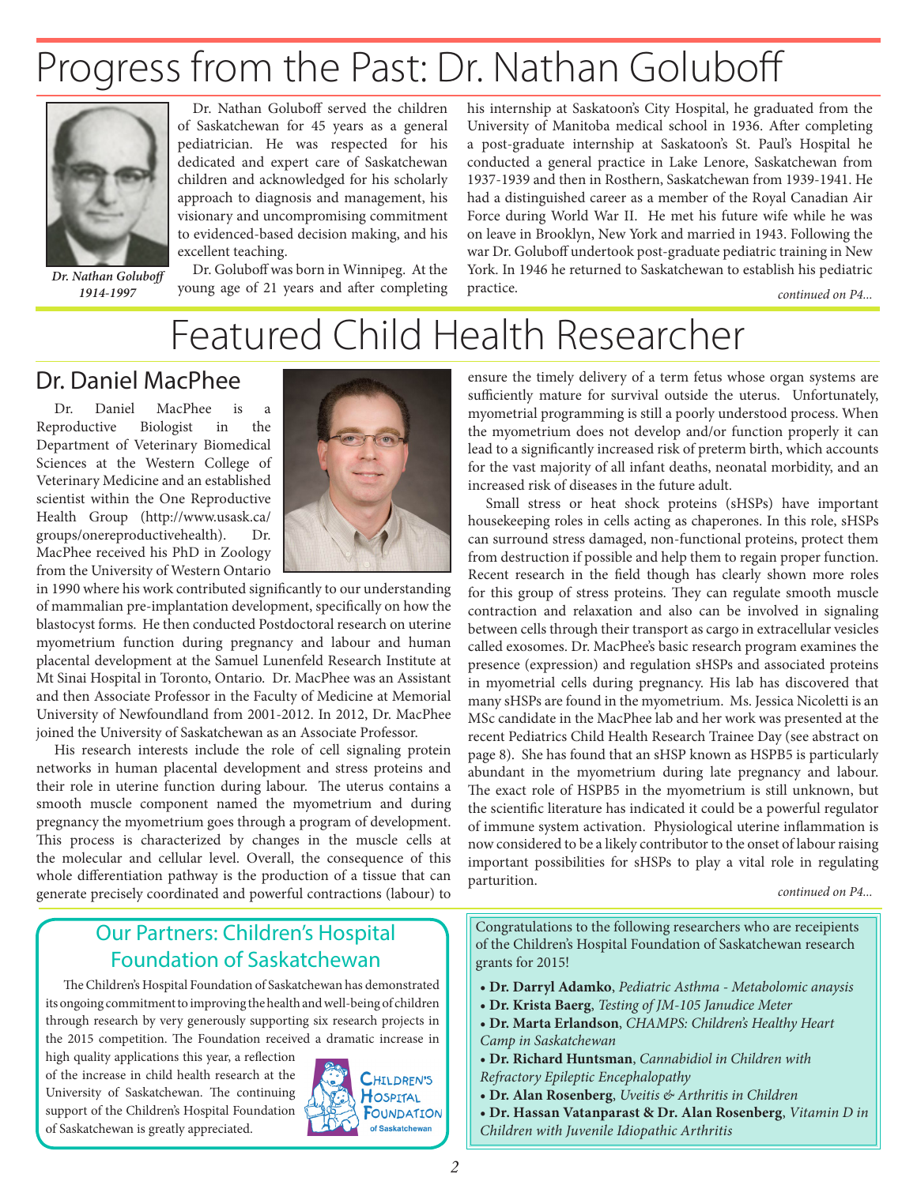# Progress from the Past: Dr. Nathan Goluboff

*Dr. Nathan Goluboff 1914-1997*

Dr. Nathan Goluboff served the children of Saskatchewan for 45 years as a general pediatrician. He was respected for his dedicated and expert care of Saskatchewan children and acknowledged for his scholarly approach to diagnosis and management, his visionary and uncompromising commitment to evidenced-based decision making, and his excellent teaching.

Dr. Goluboff was born in Winnipeg. At the young age of 21 years and after completing his internship at Saskatoon's City Hospital, he graduated from the University of Manitoba medical school in 1936. After completing a post-graduate internship at Saskatoon's St. Paul's Hospital he conducted a general practice in Lake Lenore, Saskatchewan from 1937-1939 and then in Rosthern, Saskatchewan from 1939-1941. He had a distinguished career as a member of the Royal Canadian Air Force during World War II. He met his future wife while he was on leave in Brooklyn, New York and married in 1943. Following the war Dr. Goluboff undertook post-graduate pediatric training in New York. In 1946 he returned to Saskatchewan to establish his pediatric practice.

*continued on P4...*

# Featured Child Health Researcher

## Dr. Daniel MacPhee

Dr. Daniel MacPhee is a Reproductive Biologist in the Department of Veterinary Biomedical Sciences at the Western College of Veterinary Medicine and an established scientist within the One Reproductive Health Group (http://www.usask.ca/groups/onereproductivehealth). Dr. MacPhee received his PhD in Zoology from the University of Western Ontario in 1990 where his work contributed significantly to our understanding of mammalian pre-implantation development, specifically on how the blastocyst forms. He then conducted Postdoctoral research on uterine myometrium function during pregnancy and labour and human placental development at the Samuel Lunenfeld Research Institute at Mt Sinai Hospital in Toronto, Ontario. Dr. MacPhee was an Assistant and then Associate Professor in the Faculty of Medicine at Memorial University of Newfoundland from 2001-2012. In 2012, Dr. MacPhee joined the University of Saskatchewan as an Associate Professor.

His research interests include the role of cell signaling protein networks in human placental development and stress proteins and their role in uterine function during labour. The uterus contains a smooth muscle component named the myometrium and during pregnancy the myometrium goes through a program of development. This process is characterized by changes in the muscle cells at the molecular and cellular level. Overall, the consequence of this whole differentiation pathway is the production of a tissue that can generate precisely coordinated and powerful contractions (labour) to ensure the timely delivery of a term fetus whose organ systems are sufficiently mature for survival outside the uterus. Unfortunately, myometrial programming is still a poorly understood process. When the myometrium does not develop and/or function properly it can lead to a significantly increased risk of preterm birth, which accounts for the vast majority of all infant deaths, neonatal morbidity, and an increased risk of diseases in the future adult.

Small stress or heat shock proteins (sHSPs) have important housekeeping roles in cells acting as chaperones. In this role, sHSPs can surround stress damaged, non-functional proteins, protect them from destruction if possible and help them to regain proper function. Recent research in the field though has clearly shown more roles for this group of stress proteins. They can regulate smooth muscle contraction and relaxation and also can be involved in signaling between cells through their transport as cargo in extracellular vesicles called exosomes. Dr. MacPhee's basic research program examines the presence (expression) and regulation sHSPs and associated proteins in myometrial cells during pregnancy. His lab has discovered that many sHSPs are found in the myometrium. Ms. Jessica Nicoletti is an MSc candidate in the MacPhee lab and her work was presented at the recent Pediatrics Child Health Research Trainee Day (see abstract on page 8). She has found that an sHSP known as HSPB5 is particularly abundant in the myometrium during late pregnancy and labour. The exact role of HSPB5 in the myometrium is still unknown, but the scientific literature has indicated it could be a powerful regulator of immune system activation. Physiological uterine inflammation is now considered to be a likely contributor to the onset of labour raising important possibilities for sHSPs to play a vital role in regulating parturition.

*continued on P4...*

## Our Partners: Children's Hospital Foundation of Saskatchewan

The Children's Hospital Foundation of Saskatchewan has demonstrated its ongoing commitment to improving the health and well-being of children through research by very generously supporting six research projects in the 2015 competition. The Foundation received a dramatic increase in high quality applications this year, a reflection of the increase in child health research at the University of Saskatchewan. The continuing support of the Children's Hospital Foundation of Saskatchewan is greatly appreciated.

Children's Hospital Foundation of Saskatchewan

Congratulations to the following researchers who are receipients of the Children's Hospital Foundation of Saskatchewan research grants for 2015!

- **Dr. Darryl Adamko**, *Pediatric Asthma - Metabolomic anaysis*
- **Dr. Krista Baerg**, *Testing of JM-105 Janudice Meter*
- **Dr. Marta Erlandson**, *CHAMPS: Children's Healthy Heart Camp in Saskatchewan*
- **Dr. Richard Huntsman**, *Cannabidiol in Children with Refractory Epileptic Encephalopathy*
- **Dr. Alan Rosenberg**, *Uveitis & Arthritis in Children*
- **Dr. Hassan Vatanparast & Dr. Alan Rosenberg**, *Vitamin D in Children with Juvenile Idiopathic Arthritis*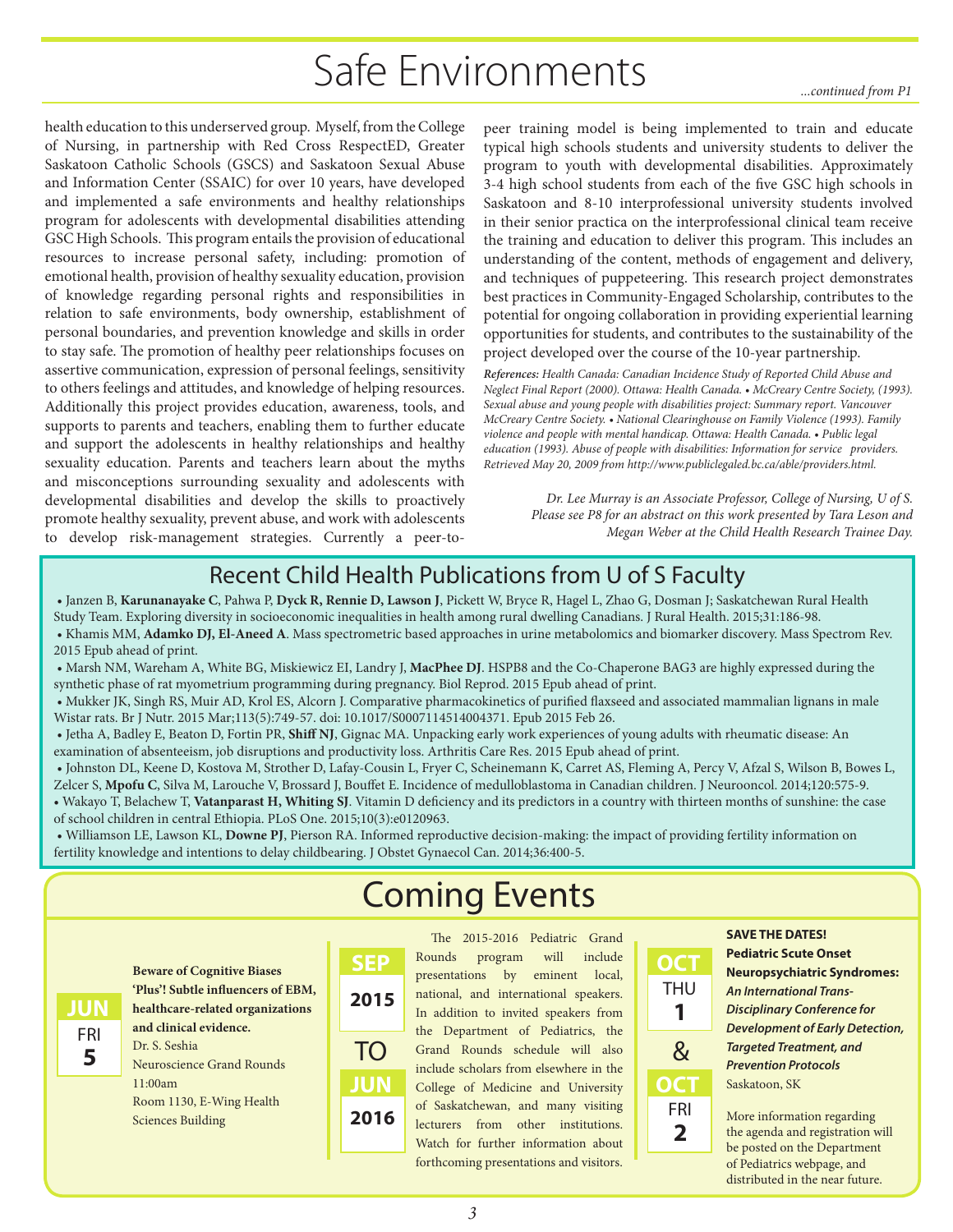# Safe Environments

*...continued from P1*

health education to this underserved group. Myself, from the College of Nursing, in partnership with Red Cross RespectED, Greater Saskatoon Catholic Schools (GSCS) and Saskatoon Sexual Abuse and Information Center (SSAIC) for over 10 years, have developed and implemented a safe environments and healthy relationships program for adolescents with developmental disabilities attending GSC High Schools. This program entails the provision of educational resources to increase personal safety, including: promotion of emotional health, provision of healthy sexuality education, provision of knowledge regarding personal rights and responsibilities in relation to safe environments, body ownership, establishment of personal boundaries, and prevention knowledge and skills in order to stay safe. The promotion of healthy peer relationships focuses on assertive communication, expression of personal feelings, sensitivity to others feelings and attitudes, and knowledge of helping resources. Additionally this project provides education, awareness, tools, and supports to parents and teachers, enabling them to further educate and support the adolescents in healthy relationships and healthy sexuality education. Parents and teachers learn about the myths and misconceptions surrounding sexuality and adolescents with developmental disabilities and develop the skills to proactively promote healthy sexuality, prevent abuse, and work with adolescents to develop risk-management strategies. Currently a peer-to-peer training model is being implemented to train and educate typical high schools students and university students to deliver the program to youth with developmental disabilities. Approximately 3-4 high school students from each of the five GSC high schools in Saskatoon and 8-10 interprofessional university students involved in their senior practica on the interprofessional clinical team receive the training and education to deliver this program. This includes an understanding of the content, methods of engagement and delivery, and techniques of puppeteering. This research project demonstrates best practices in Community-Engaged Scholarship, contributes to the potential for ongoing collaboration in providing experiential learning opportunities for students, and contributes to the sustainability of the project developed over the course of the 10-year partnership.

***References:*** *Health Canada: Canadian Incidence Study of Reported Child Abuse and Neglect Final Report (2000). Ottawa: Health Canada. • McCreary Centre Society, (1993). Sexual abuse and young people with disabilities project: Summary report. Vancouver McCreary Centre Society. • National Clearinghouse on Family Violence (1993). Family violence and people with mental handicap. Ottawa: Health Canada. • Public legal education (1993). Abuse of people with disabilities: Information for service providers. Retrieved May 20, 2009 from http://www.publiclegaled.bc.ca/able/providers.html.*

*Dr. Lee Murray is an Associate Professor, College of Nursing, U of S. Please see P8 for an abstract on this work presented by Tara Leson and Megan Weber at the Child Health Research Trainee Day.*

## Recent Child Health Publications from U of S Faculty

- Janzen B, **Karunanayake C**, Pahwa P, **Dyck R, Rennie D, Lawson J**, Pickett W, Bryce R, Hagel L, Zhao G, Dosman J; Saskatchewan Rural Health Study Team. Exploring diversity in socioeconomic inequalities in health among rural dwelling Canadians. J Rural Health. 2015;31:186-98.
- Khamis MM, **Adamko DJ, El-Aneed A**. Mass spectrometric based approaches in urine metabolomics and biomarker discovery. Mass Spectrom Rev. 2015 Epub ahead of print.
- Marsh NM, Wareham A, White BG, Miskiewicz EI, Landry J, **MacPhee DJ**. HSPB8 and the Co-Chaperone BAG3 are highly expressed during the synthetic phase of rat myometrium programming during pregnancy. Biol Reprod. 2015 Epub ahead of print.
- Mukker JK, Singh RS, Muir AD, Krol ES, Alcorn J. Comparative pharmacokinetics of purified flaxseed and associated mammalian lignans in male Wistar rats. Br J Nutr. 2015 Mar;113(5):749-57. doi: 10.1017/S0007114514004371. Epub 2015 Feb 26.
- Jetha A, Badley E, Beaton D, Fortin PR, **Shiff NJ**, Gignac MA. Unpacking early work experiences of young adults with rheumatic disease: An examination of absenteeism, job disruptions and productivity loss. Arthritis Care Res. 2015 Epub ahead of print.
- Johnston DL, Keene D, Kostova M, Strother D, Lafay-Cousin L, Fryer C, Scheinemann K, Carret AS, Fleming A, Percy V, Afzal S, Wilson B, Bowes L, Zelcer S, **Mpofu C**, Silva M, Larouche V, Brossard J, Bouffet E. Incidence of medulloblastoma in Canadian children. J Neurooncol. 2014;120:575-9.
- Wakayo T, Belachew T, **Vatanparast H, Whiting SJ**. Vitamin D deficiency and its predictors in a country with thirteen months of sunshine: the case of school children in central Ethiopia. PLoS One. 2015;10(3):e0120963.
- Williamson LE, Lawson KL, **Downe PJ**, Pierson RA. Informed reproductive decision-making: the impact of providing fertility information on fertility knowledge and intentions to delay childbearing. J Obstet Gynaecol Can. 2014;36:400-5.

## Coming Events

**JUN FRI 5**

**Beware of Cognitive Biases 'Plus'! Subtle influencers of EBM, healthcare-related organizations and clinical evidence.**
Dr. S. Seshia
Neuroscience Grand Rounds
11:00am
Room 1130, E-Wing Health Sciences Building

**SEP 2015 TO JUN 2016**

The 2015-2016 Pediatric Grand Rounds program will include presentations by eminent local, national, and international speakers. In addition to invited speakers from the Department of Pediatrics, the Grand Rounds schedule will also include scholars from elsewhere in the College of Medicine and University of Saskatchewan, and many visiting lecturers from other institutions. Watch for further information about forthcoming presentations and visitors.

**OCT THU 1 & OCT FRI 2**

**SAVE THE DATES!**
**Pediatric Scute Onset Neuropsychiatric Syndromes:**
***An International Trans-Disciplinary Conference for Development of Early Detection, Targeted Treatment, and Prevention Protocols***
Saskatoon, SK

More information regarding the agenda and registration will be posted on the Department of Pediatrics webpage, and distributed in the near future.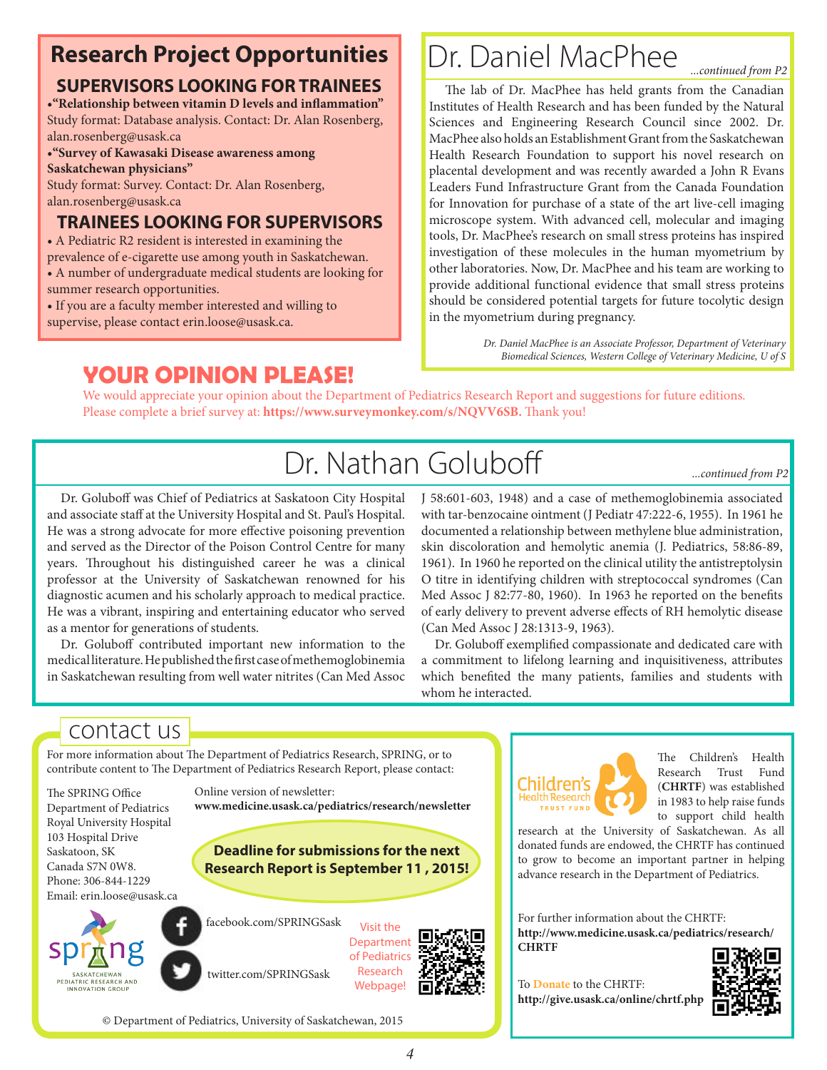## Research Project Opportunities

### SUPERVISORS LOOKING FOR TRAINEES

- **"Relationship between vitamin D levels and inflammation"**
Study format: Database analysis. Contact: Dr. Alan Rosenberg, alan.rosenberg@usask.ca
- **"Survey of Kawasaki Disease awareness among Saskatchewan physicians"**
Study format: Survey. Contact: Dr. Alan Rosenberg, alan.rosenberg@usask.ca

### TRAINEES LOOKING FOR SUPERVISORS

- A Pediatric R2 resident is interested in examining the prevalence of e-cigarette use among youth in Saskatchewan.
- A number of undergraduate medical students are looking for summer research opportunities.
- If you are a faculty member interested and willing to supervise, please contact erin.loose@usask.ca.

## Dr. Daniel MacPhee

*...continued from P2*

The lab of Dr. MacPhee has held grants from the Canadian Institutes of Health Research and has been funded by the Natural Sciences and Engineering Research Council since 2002. Dr. MacPhee also holds an Establishment Grant from the Saskatchewan Health Research Foundation to support his novel research on placental development and was recently awarded a John R Evans Leaders Fund Infrastructure Grant from the Canada Foundation for Innovation for purchase of a state of the art live-cell imaging microscope system. With advanced cell, molecular and imaging tools, Dr. MacPhee's research on small stress proteins has inspired investigation of these molecules in the human myometrium by other laboratories. Now, Dr. MacPhee and his team are working to provide additional functional evidence that small stress proteins should be considered potential targets for future tocolytic design in the myometrium during pregnancy.

*Dr. Daniel MacPhee is an Associate Professor, Department of Veterinary Biomedical Sciences, Western College of Veterinary Medicine, U of S*

## YOUR OPINION PLEASE!

We would appreciate your opinion about the Department of Pediatrics Research Report and suggestions for future editions. Please complete a brief survey at: **https://www.surveymonkey.com/s/NQVV6SB.** Thank you!

## Dr. Nathan Goluboff

*...continued from P2*

Dr. Goluboff was Chief of Pediatrics at Saskatoon City Hospital and associate staff at the University Hospital and St. Paul's Hospital. He was a strong advocate for more effective poisoning prevention and served as the Director of the Poison Control Centre for many years. Throughout his distinguished career he was a clinical professor at the University of Saskatchewan renowned for his diagnostic acumen and his scholarly approach to medical practice. He was a vibrant, inspiring and entertaining educator who served as a mentor for generations of students.

Dr. Goluboff contributed important new information to the medical literature. He published the first case of methemoglobinemia in Saskatchewan resulting from well water nitrites (Can Med Assoc J 58:601-603, 1948) and a case of methemoglobinemia associated with tar-benzocaine ointment (J Pediatr 47:222-6, 1955). In 1961 he documented a relationship between methylene blue administration, skin discoloration and hemolytic anemia (J. Pediatrics, 58:86-89, 1961). In 1960 he reported on the clinical utility the antistreptolysin O titre in identifying children with streptococcal syndromes (Can Med Assoc J 82:77-80, 1960). In 1963 he reported on the benefits of early delivery to prevent adverse effects of RH hemolytic disease (Can Med Assoc J 28:1313-9, 1963).

Dr. Goluboff exemplified compassionate and dedicated care with a commitment to lifelong learning and inquisitiveness, attributes which benefited the many patients, families and students with whom he interacted.

## contact us

For more information about The Department of Pediatrics Research, SPRING, or to contribute content to The Department of Pediatrics Research Report, please contact:

The SPRING Office
Department of Pediatrics
Royal University Hospital
103 Hospital Drive
Saskatoon, SK
Canada S7N 0W8.
Phone: 306-844-1229
Email: erin.loose@usask.ca

Online version of newsletter:
**www.medicine.usask.ca/pediatrics/research/newsletter**

**Deadline for submissions for the next Research Report is September 11 , 2015!**

SPRING – Saskatchewan Pediatric Research and Innovation Group

facebook.com/SPRINGSask

twitter.com/SPRINGSask

Visit the Department of Pediatrics Research Webpage!

© Department of Pediatrics, University of Saskatchewan, 2015

Children's Health Research Trust Fund

The Children's Health Research Trust Fund (**CHRTF**) was established in 1983 to help raise funds to support child health research at the University of Saskatchewan. As all donated funds are endowed, the CHRTF has continued to grow to become an important partner in helping advance research in the Department of Pediatrics.

For further information about the CHRTF:
**http://www.medicine.usask.ca/pediatrics/research/CHRTF**

To **Donate** to the CHRTF:
**http://give.usask.ca/online/chrtf.php**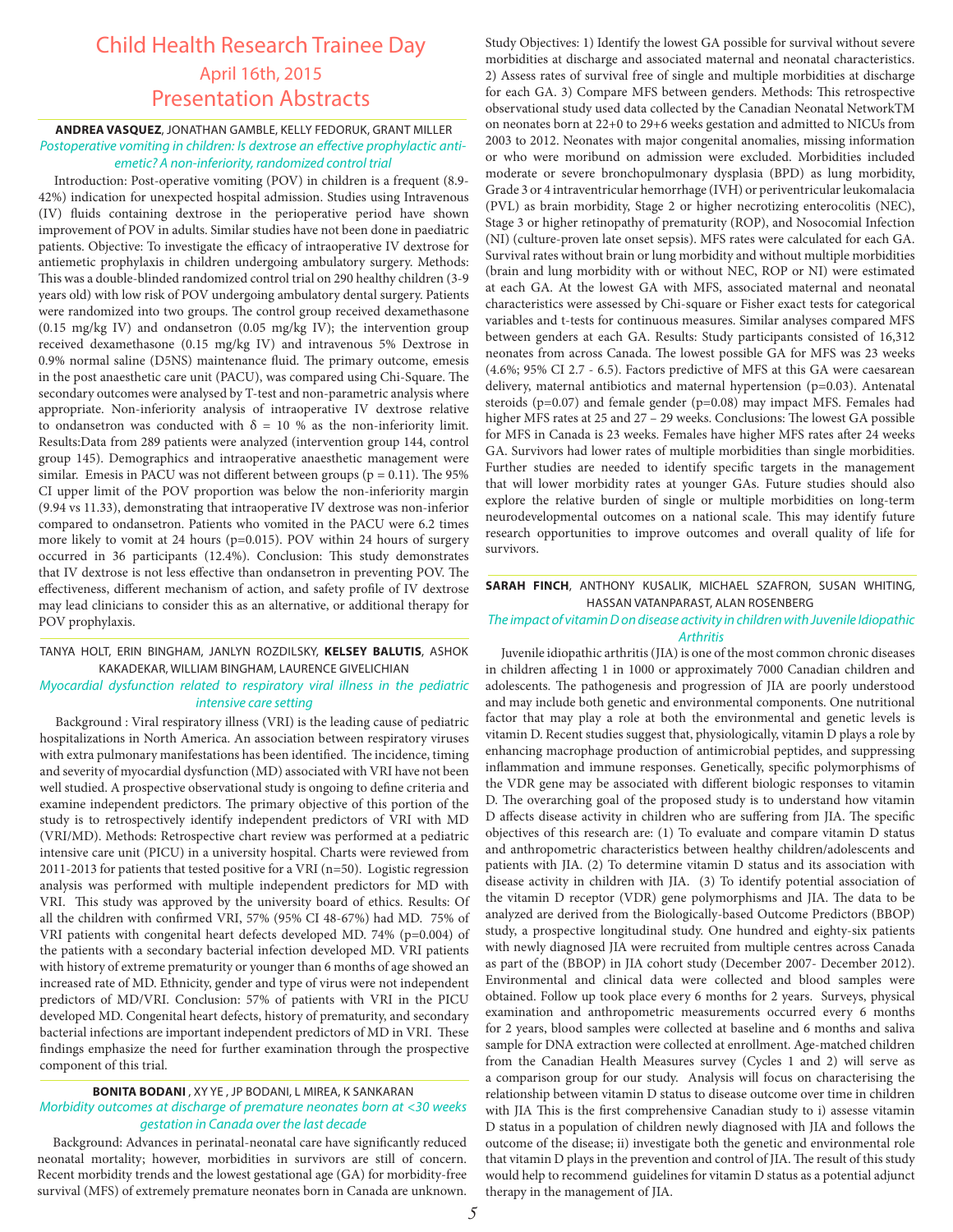# Child Health Research Trainee Day

## April 16th, 2015

## Presentation Abstracts

**ANDREA VASQUEZ**, JONATHAN GAMBLE, KELLY FEDORUK, GRANT MILLER

*Postoperative vomiting in children: Is dextrose an effective prophylactic anti-emetic? A non-inferiority, randomized control trial*

Introduction: Post-operative vomiting (POV) in children is a frequent (8.9-42%) indication for unexpected hospital admission. Studies using Intravenous (IV) fluids containing dextrose in the perioperative period have shown improvement of POV in adults. Similar studies have not been done in paediatric patients. Objective: To investigate the efficacy of intraoperative IV dextrose for antiemetic prophylaxis in children undergoing ambulatory surgery. Methods: This was a double-blinded randomized control trial on 290 healthy children (3-9 years old) with low risk of POV undergoing ambulatory dental surgery. Patients were randomized into two groups. The control group received dexamethasone (0.15 mg/kg IV) and ondansetron (0.05 mg/kg IV); the intervention group received dexamethasone (0.15 mg/kg IV) and intravenous 5% Dextrose in 0.9% normal saline (D5NS) maintenance fluid. The primary outcome, emesis in the post anaesthetic care unit (PACU), was compared using Chi-Square. The secondary outcomes were analysed by T-test and non-parametric analysis where appropriate. Non-inferiority analysis of intraoperative IV dextrose relative to ondansetron was conducted with $\delta = 10$ % as the non-inferiority limit. Results:Data from 289 patients were analyzed (intervention group 144, control group 145). Demographics and intraoperative anaesthetic management were similar. Emesis in PACU was not different between groups ($p = 0.11$). The 95% CI upper limit of the POV proportion was below the non-inferiority margin (9.94 vs 11.33), demonstrating that intraoperative IV dextrose was non-inferior compared to ondansetron. Patients who vomited in the PACU were 6.2 times more likely to vomit at 24 hours ($p=0.015$). POV within 24 hours of surgery occurred in 36 participants (12.4%). Conclusion: This study demonstrates that IV dextrose is not less effective than ondansetron in preventing POV. The effectiveness, different mechanism of action, and safety profile of IV dextrose may lead clinicians to consider this as an alternative, or additional therapy for POV prophylaxis.

TANYA HOLT, ERIN BINGHAM, JANLYN ROZDILSKY, **KELSEY BALUTIS**, ASHOK KAKADEKAR, WILLIAM BINGHAM, LAURENCE GIVELICHIAN

*Myocardial dysfunction related to respiratory viral illness in the pediatric intensive care setting*

Background : Viral respiratory illness (VRI) is the leading cause of pediatric hospitalizations in North America. An association between respiratory viruses with extra pulmonary manifestations has been identified. The incidence, timing and severity of myocardial dysfunction (MD) associated with VRI have not been well studied. A prospective observational study is ongoing to define criteria and examine independent predictors. The primary objective of this portion of the study is to retrospectively identify independent predictors of VRI with MD (VRI/MD). Methods: Retrospective chart review was performed at a pediatric intensive care unit (PICU) in a university hospital. Charts were reviewed from 2011-2013 for patients that tested positive for a VRI (n=50). Logistic regression analysis was performed with multiple independent predictors for MD with VRI. This study was approved by the university board of ethics. Results: Of all the children with confirmed VRI, 57% (95% CI 48-67%) had MD. 75% of VRI patients with congenital heart defects developed MD. 74% ($p=0.004$) of the patients with a secondary bacterial infection developed MD. VRI patients with history of extreme prematurity or younger than 6 months of age showed an increased rate of MD. Ethnicity, gender and type of virus were not independent predictors of MD/VRI. Conclusion: 57% of patients with VRI in the PICU developed MD. Congenital heart defects, history of prematurity, and secondary bacterial infections are important independent predictors of MD in VRI. These findings emphasize the need for further examination through the prospective component of this trial.

**BONITA BODANI** , XY YE , JP BODANI, L MIREA, K SANKARAN

*Morbidity outcomes at discharge of premature neonates born at <30 weeks gestation in Canada over the last decade*

Background: Advances in perinatal-neonatal care have significantly reduced neonatal mortality; however, morbidities in survivors are still of concern. Recent morbidity trends and the lowest gestational age (GA) for morbidity-free survival (MFS) of extremely premature neonates born in Canada are unknown. Study Objectives: 1) Identify the lowest GA possible for survival without severe morbidities at discharge and associated maternal and neonatal characteristics. 2) Assess rates of survival free of single and multiple morbidities at discharge for each GA. 3) Compare MFS between genders. Methods: This retrospective observational study used data collected by the Canadian Neonatal NetworkTM on neonates born at 22+0 to 29+6 weeks gestation and admitted to NICUs from 2003 to 2012. Neonates with major congenital anomalies, missing information or who were moribund on admission were excluded. Morbidities included moderate or severe bronchopulmonary dysplasia (BPD) as lung morbidity, Grade 3 or 4 intraventricular hemorrhage (IVH) or periventricular leukomalacia (PVL) as brain morbidity, Stage 2 or higher necrotizing enterocolitis (NEC), Stage 3 or higher retinopathy of prematurity (ROP), and Nosocomial Infection (NI) (culture-proven late onset sepsis). MFS rates were calculated for each GA. Survival rates without brain or lung morbidity and without multiple morbidities (brain and lung morbidity with or without NEC, ROP or NI) were estimated at each GA. At the lowest GA with MFS, associated maternal and neonatal characteristics were assessed by Chi-square or Fisher exact tests for categorical variables and t-tests for continuous measures. Similar analyses compared MFS between genders at each GA. Results: Study participants consisted of 16,312 neonates from across Canada. The lowest possible GA for MFS was 23 weeks (4.6%; 95% CI 2.7 - 6.5). Factors predictive of MFS at this GA were caesarean delivery, maternal antibiotics and maternal hypertension ($p=0.03$). Antenatal steroids ($p=0.07$) and female gender ($p=0.08$) may impact MFS. Females had higher MFS rates at 25 and 27 – 29 weeks. Conclusions: The lowest GA possible for MFS in Canada is 23 weeks. Females have higher MFS rates after 24 weeks GA. Survivors had lower rates of multiple morbidities than single morbidities. Further studies are needed to identify specific targets in the management that will lower morbidity rates at younger GAs. Future studies should also explore the relative burden of single or multiple morbidities on long-term neurodevelopmental outcomes on a national scale. This may identify future research opportunities to improve outcomes and overall quality of life for survivors.

**SARAH FINCH**, ANTHONY KUSALIK, MICHAEL SZAFRON, SUSAN WHITING, HASSAN VATANPARAST, ALAN ROSENBERG

*The impact of vitamin D on disease activity in children with Juvenile Idiopathic Arthritis*

Juvenile idiopathic arthritis (JIA) is one of the most common chronic diseases in children affecting 1 in 1000 or approximately 7000 Canadian children and adolescents. The pathogenesis and progression of JIA are poorly understood and may include both genetic and environmental components. One nutritional factor that may play a role at both the environmental and genetic levels is vitamin D. Recent studies suggest that, physiologically, vitamin D plays a role by enhancing macrophage production of antimicrobial peptides, and suppressing inflammation and immune responses. Genetically, specific polymorphisms of the VDR gene may be associated with different biologic responses to vitamin D. The overarching goal of the proposed study is to understand how vitamin D affects disease activity in children who are suffering from JIA. The specific objectives of this research are: (1) To evaluate and compare vitamin D status and anthropometric characteristics between healthy children/adolescents and patients with JIA. (2) To determine vitamin D status and its association with disease activity in children with JIA. (3) To identify potential association of the vitamin D receptor (VDR) gene polymorphisms and JIA. The data to be analyzed are derived from the Biologically-based Outcome Predictors (BBOP) study, a prospective longitudinal study. One hundred and eighty-six patients with newly diagnosed JIA were recruited from multiple centres across Canada as part of the (BBOP) in JIA cohort study (December 2007- December 2012). Environmental and clinical data were collected and blood samples were obtained. Follow up took place every 6 months for 2 years. Surveys, physical examination and anthropometric measurements occurred every 6 months for 2 years, blood samples were collected at baseline and 6 months and saliva sample for DNA extraction were collected at enrollment. Age-matched children from the Canadian Health Measures survey (Cycles 1 and 2) will serve as a comparison group for our study. Analysis will focus on characterising the relationship between vitamin D status to disease outcome over time in children with JIA This is the first comprehensive Canadian study to i) assess vitamin D status in a population of children newly diagnosed with JIA and follows the outcome of the disease; ii) investigate both the genetic and environmental role that vitamin D plays in the prevention and control of JIA. The result of this study would help to recommend guidelines for vitamin D status as a potential adjunct therapy in the management of JIA.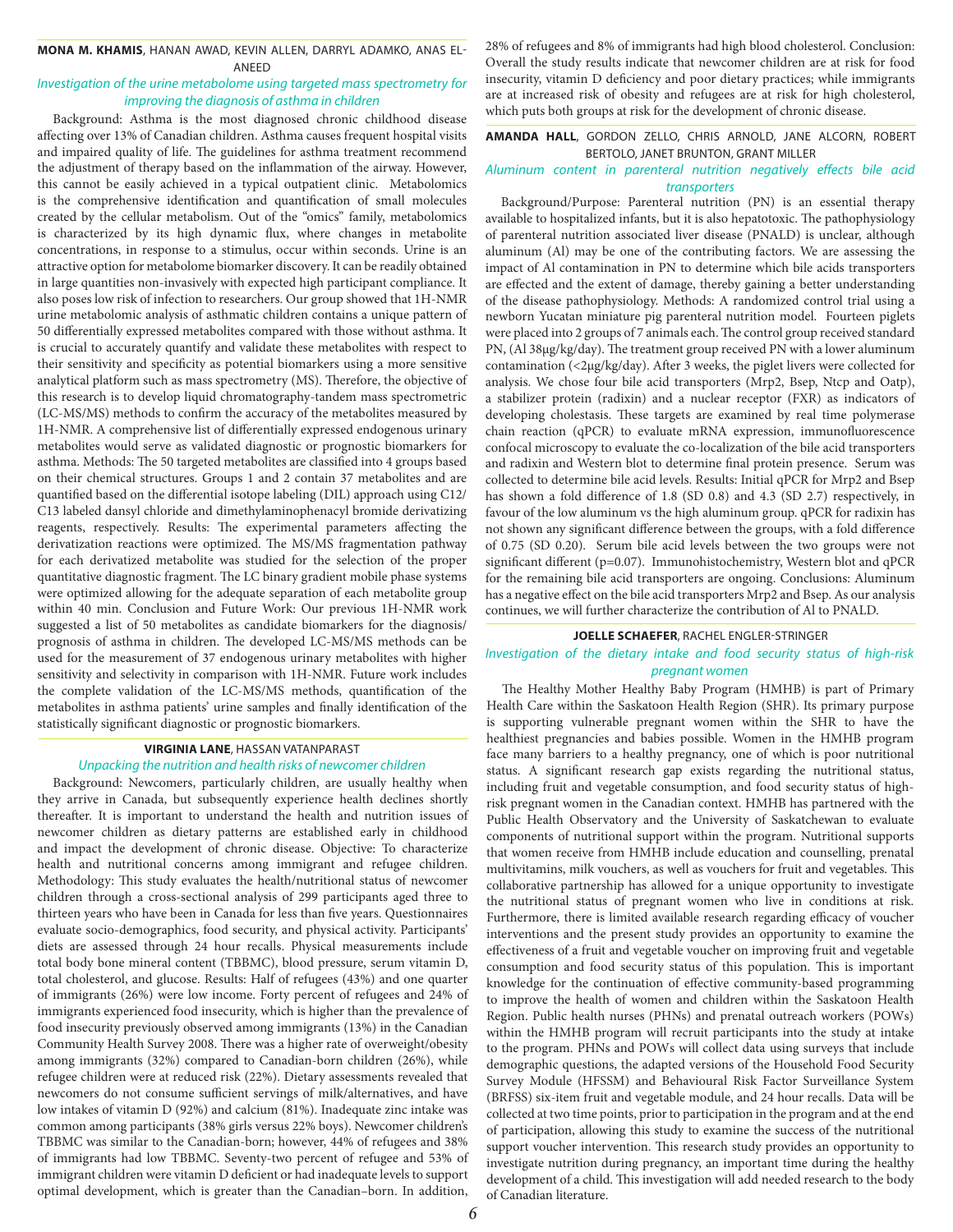**MONA M. KHAMIS**, HANAN AWAD, KEVIN ALLEN, DARRYL ADAMKO, ANAS EL-ANEED

*Investigation of the urine metabolome using targeted mass spectrometry for improving the diagnosis of asthma in children*

Background: Asthma is the most diagnosed chronic childhood disease affecting over 13% of Canadian children. Asthma causes frequent hospital visits and impaired quality of life. The guidelines for asthma treatment recommend the adjustment of therapy based on the inflammation of the airway. However, this cannot be easily achieved in a typical outpatient clinic. Metabolomics is the comprehensive identification and quantification of small molecules created by the cellular metabolism. Out of the "omics" family, metabolomics is characterized by its high dynamic flux, where changes in metabolite concentrations, in response to a stimulus, occur within seconds. Urine is an attractive option for metabolome biomarker discovery. It can be readily obtained in large quantities non-invasively with expected high participant compliance. It also poses low risk of infection to researchers. Our group showed that 1H-NMR urine metabolomic analysis of asthmatic children contains a unique pattern of 50 differentially expressed metabolites compared with those without asthma. It is crucial to accurately quantify and validate these metabolites with respect to their sensitivity and specificity as potential biomarkers using a more sensitive analytical platform such as mass spectrometry (MS). Therefore, the objective of this research is to develop liquid chromatography-tandem mass spectrometric (LC-MS/MS) methods to confirm the accuracy of the metabolites measured by 1H-NMR. A comprehensive list of differentially expressed endogenous urinary metabolites would serve as validated diagnostic or prognostic biomarkers for asthma. Methods: The 50 targeted metabolites are classified into 4 groups based on their chemical structures. Groups 1 and 2 contain 37 metabolites and are quantified based on the differential isotope labeling (DIL) approach using C12/C13 labeled dansyl chloride and dimethylaminophenacyl bromide derivatizing reagents, respectively. Results: The experimental parameters affecting the derivatization reactions were optimized. The MS/MS fragmentation pathway for each derivatized metabolite was studied for the selection of the proper quantitative diagnostic fragment. The LC binary gradient mobile phase systems were optimized allowing for the adequate separation of each metabolite group within 40 min. Conclusion and Future Work: Our previous 1H-NMR work suggested a list of 50 metabolites as candidate biomarkers for the diagnosis/prognosis of asthma in children. The developed LC-MS/MS methods can be used for the measurement of 37 endogenous urinary metabolites with higher sensitivity and selectivity in comparison with 1H-NMR. Future work includes the complete validation of the LC-MS/MS methods, quantification of the metabolites in asthma patients' urine samples and finally identification of the statistically significant diagnostic or prognostic biomarkers.

**VIRGINIA LANE**, HASSAN VATANPARAST

*Unpacking the nutrition and health risks of newcomer children*

Background: Newcomers, particularly children, are usually healthy when they arrive in Canada, but subsequently experience health declines shortly thereafter. It is important to understand the health and nutrition issues of newcomer children as dietary patterns are established early in childhood and impact the development of chronic disease. Objective: To characterize health and nutritional concerns among immigrant and refugee children. Methodology: This study evaluates the health/nutritional status of newcomer children through a cross-sectional analysis of 299 participants aged three to thirteen years who have been in Canada for less than five years. Questionnaires evaluate socio-demographics, food security, and physical activity. Participants' diets are assessed through 24 hour recalls. Physical measurements include total body bone mineral content (TBBMC), blood pressure, serum vitamin D, total cholesterol, and glucose. Results: Half of refugees (43%) and one quarter of immigrants (26%) were low income. Forty percent of refugees and 24% of immigrants experienced food insecurity, which is higher than the prevalence of food insecurity previously observed among immigrants (13%) in the Canadian Community Health Survey 2008. There was a higher rate of overweight/obesity among immigrants (32%) compared to Canadian-born children (26%), while refugee children were at reduced risk (22%). Dietary assessments revealed that newcomers do not consume sufficient servings of milk/alternatives, and have low intakes of vitamin D (92%) and calcium (81%). Inadequate zinc intake was common among participants (38% girls versus 22% boys). Newcomer children's TBBMC was similar to the Canadian-born; however, 44% of refugees and 38% of immigrants had low TBBMC. Seventy-two percent of refugee and 53% of immigrant children were vitamin D deficient or had inadequate levels to support optimal development, which is greater than the Canadian–born. In addition, 28% of refugees and 8% of immigrants had high blood cholesterol. Conclusion: Overall the study results indicate that newcomer children are at risk for food insecurity, vitamin D deficiency and poor dietary practices; while immigrants are at increased risk of obesity and refugees are at risk for high cholesterol, which puts both groups at risk for the development of chronic disease.

**AMANDA HALL**, GORDON ZELLO, CHRIS ARNOLD, JANE ALCORN, ROBERT BERTOLO, JANET BRUNTON, GRANT MILLER

*Aluminum content in parenteral nutrition negatively effects bile acid transporters*

Background/Purpose: Parenteral nutrition (PN) is an essential therapy available to hospitalized infants, but it is also hepatotoxic. The pathophysiology of parenteral nutrition associated liver disease (PNALD) is unclear, although aluminum (Al) may be one of the contributing factors. We are assessing the impact of Al contamination in PN to determine which bile acids transporters are effected and the extent of damage, thereby gaining a better understanding of the disease pathophysiology. Methods: A randomized control trial using a newborn Yucatan miniature pig parenteral nutrition model. Fourteen piglets were placed into 2 groups of 7 animals each. The control group received standard PN, (Al 38μg/kg/day). The treatment group received PN with a lower aluminum contamination (<2μg/kg/day). After 3 weeks, the piglet livers were collected for analysis. We chose four bile acid transporters (Mrp2, Bsep, Ntcp and Oatp), a stabilizer protein (radixin) and a nuclear receptor (FXR) as indicators of developing cholestasis. These targets are examined by real time polymerase chain reaction (qPCR) to evaluate mRNA expression, immunofluorescence confocal microscopy to evaluate the co-localization of the bile acid transporters and radixin and Western blot to determine final protein presence. Serum was collected to determine bile acid levels. Results: Initial qPCR for Mrp2 and Bsep has shown a fold difference of 1.8 (SD 0.8) and 4.3 (SD 2.7) respectively, in favour of the low aluminum vs the high aluminum group. qPCR for radixin has not shown any significant difference between the groups, with a fold difference of 0.75 (SD 0.20). Serum bile acid levels between the two groups were not significant different (p=0.07). Immunohistochemistry, Western blot and qPCR for the remaining bile acid transporters are ongoing. Conclusions: Aluminum has a negative effect on the bile acid transporters Mrp2 and Bsep. As our analysis continues, we will further characterize the contribution of Al to PNALD.

**JOELLE SCHAEFER**, RACHEL ENGLER-STRINGER

*Investigation of the dietary intake and food security status of high-risk pregnant women*

The Healthy Mother Healthy Baby Program (HMHB) is part of Primary Health Care within the Saskatoon Health Region (SHR). Its primary purpose is supporting vulnerable pregnant women within the SHR to have the healthiest pregnancies and babies possible. Women in the HMHB program face many barriers to a healthy pregnancy, one of which is poor nutritional status. A significant research gap exists regarding the nutritional status, including fruit and vegetable consumption, and food security status of high-risk pregnant women in the Canadian context. HMHB has partnered with the Public Health Observatory and the University of Saskatchewan to evaluate components of nutritional support within the program. Nutritional supports that women receive from HMHB include education and counselling, prenatal multivitamins, milk vouchers, as well as vouchers for fruit and vegetables. This collaborative partnership has allowed for a unique opportunity to investigate the nutritional status of pregnant women who live in conditions at risk. Furthermore, there is limited available research regarding efficacy of voucher interventions and the present study provides an opportunity to examine the effectiveness of a fruit and vegetable voucher on improving fruit and vegetable consumption and food security status of this population. This is important knowledge for the continuation of effective community-based programming to improve the health of women and children within the Saskatoon Health Region. Public health nurses (PHNs) and prenatal outreach workers (POWs) within the HMHB program will recruit participants into the study at intake to the program. PHNs and POWs will collect data using surveys that include demographic questions, the adapted versions of the Household Food Security Survey Module (HFSSM) and Behavioural Risk Factor Surveillance System (BRFSS) six-item fruit and vegetable module, and 24 hour recalls. Data will be collected at two time points, prior to participation in the program and at the end of participation, allowing this study to examine the success of the nutritional support voucher intervention. This research study provides an opportunity to investigate nutrition during pregnancy, an important time during the healthy development of a child. This investigation will add needed research to the body of Canadian literature.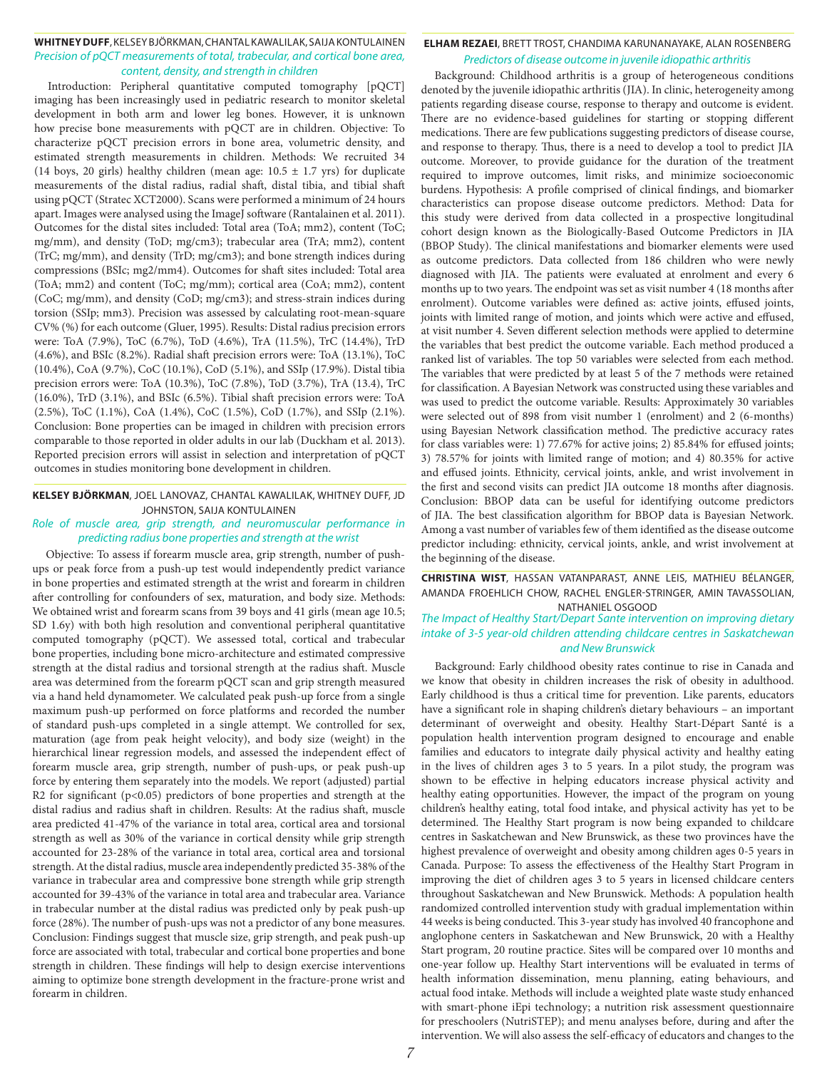**WHITNEY DUFF**, KELSEY BJÖRKMAN, CHANTAL KAWALILAK, SAIJA KONTULAINEN

### *Precision of pQCT measurements of total, trabecular, and cortical bone area, content, density, and strength in children*

Introduction: Peripheral quantitative computed tomography [pQCT] imaging has been increasingly used in pediatric research to monitor skeletal development in both arm and lower leg bones. However, it is unknown how precise bone measurements with pQCT are in children. Objective: To characterize pQCT precision errors in bone area, volumetric density, and estimated strength measurements in children. Methods: We recruited 34 (14 boys, 20 girls) healthy children (mean age: 10.5 ± 1.7 yrs) for duplicate measurements of the distal radius, radial shaft, distal tibia, and tibial shaft using pQCT (Stratec XCT2000). Scans were performed a minimum of 24 hours apart. Images were analysed using the ImageJ software (Rantalainen et al. 2011). Outcomes for the distal sites included: Total area (ToA; mm2), content (ToC; mg/mm), and density (ToD; mg/cm3); trabecular area (TrA; mm2), content (TrC; mg/mm), and density (TrD; mg/cm3); and bone strength indices during compressions (BSIc; mg2/mm4). Outcomes for shaft sites included: Total area (ToA; mm2) and content (ToC; mg/mm); cortical area (CoA; mm2), content (CoC; mg/mm), and density (CoD; mg/cm3); and stress-strain indices during torsion (SSIp; mm3). Precision was assessed by calculating root-mean-square CV% (%) for each outcome (Gluer, 1995). Results: Distal radius precision errors were: ToA (7.9%), ToC (6.7%), ToD (4.6%), TrA (11.5%), TrC (14.4%), TrD (4.6%), and BSIc (8.2%). Radial shaft precision errors were: ToA (13.1%), ToC (10.4%), CoA (9.7%), CoC (10.1%), CoD (5.1%), and SSIp (17.9%). Distal tibia precision errors were: ToA (10.3%), ToC (7.8%), ToD (3.7%), TrA (13.4), TrC (16.0%), TrD (3.1%), and BSIc (6.5%). Tibial shaft precision errors were: ToA (2.5%), ToC (1.1%), CoA (1.4%), CoC (1.5%), CoD (1.7%), and SSIp (2.1%). Conclusion: Bone properties can be imaged in children with precision errors comparable to those reported in older adults in our lab (Duckham et al. 2013). Reported precision errors will assist in selection and interpretation of pQCT outcomes in studies monitoring bone development in children.

**KELSEY BJÖRKMAN**, JOEL LANOVAZ, CHANTAL KAWALILAK, WHITNEY DUFF, JD JOHNSTON, SAIJA KONTULAINEN

### *Role of muscle area, grip strength, and neuromuscular performance in predicting radius bone properties and strength at the wrist*

Objective: To assess if forearm muscle area, grip strength, number of push-ups or peak force from a push-up test would independently predict variance in bone properties and estimated strength at the wrist and forearm in children after controlling for confounders of sex, maturation, and body size. Methods: We obtained wrist and forearm scans from 39 boys and 41 girls (mean age 10.5; SD 1.6y) with both high resolution and conventional peripheral quantitative computed tomography (pQCT). We assessed total, cortical and trabecular bone properties, including bone micro-architecture and estimated compressive strength at the distal radius and torsional strength at the radius shaft. Muscle area was determined from the forearm pQCT scan and grip strength measured via a hand held dynamometer. We calculated peak push-up force from a single maximum push-up performed on force platforms and recorded the number of standard push-ups completed in a single attempt. We controlled for sex, maturation (age from peak height velocity), and body size (weight) in the hierarchical linear regression models, and assessed the independent effect of forearm muscle area, grip strength, number of push-ups, or peak push-up force by entering them separately into the models. We report (adjusted) partial R2 for significant ($p<0.05$) predictors of bone properties and strength at the distal radius and radius shaft in children. Results: At the radius shaft, muscle area predicted 41-47% of the variance in total area, cortical area and torsional strength as well as 30% of the variance in cortical density while grip strength accounted for 23-28% of the variance in total area, cortical area and torsional strength. At the distal radius, muscle area independently predicted 35-38% of the variance in trabecular area and compressive bone strength while grip strength accounted for 39-43% of the variance in total area and trabecular area. Variance in trabecular number at the distal radius was predicted only by peak push-up force (28%). The number of push-ups was not a predictor of any bone measures. Conclusion: Findings suggest that muscle size, grip strength, and peak push-up force are associated with total, trabecular and cortical bone properties and bone strength in children. These findings will help to design exercise interventions aiming to optimize bone strength development in the fracture-prone wrist and forearm in children.

**ELHAM REZAEI**, BRETT TROST, CHANDIMA KARUNANAYAKE, ALAN ROSENBERG

### *Predictors of disease outcome in juvenile idiopathic arthritis*

Background: Childhood arthritis is a group of heterogeneous conditions denoted by the juvenile idiopathic arthritis (JIA). In clinic, heterogeneity among patients regarding disease course, response to therapy and outcome is evident. There are no evidence-based guidelines for starting or stopping different medications. There are few publications suggesting predictors of disease course, and response to therapy. Thus, there is a need to develop a tool to predict JIA outcome. Moreover, to provide guidance for the duration of the treatment required to improve outcomes, limit risks, and minimize socioeconomic burdens. Hypothesis: A profile comprised of clinical findings, and biomarker characteristics can propose disease outcome predictors. Method: Data for this study were derived from data collected in a prospective longitudinal cohort design known as the Biologically-Based Outcome Predictors in JIA (BBOP Study). The clinical manifestations and biomarker elements were used as outcome predictors. Data collected from 186 children who were newly diagnosed with JIA. The patients were evaluated at enrolment and every 6 months up to two years. The endpoint was set as visit number 4 (18 months after enrolment). Outcome variables were defined as: active joints, effused joints, joints with limited range of motion, and joints which were active and effused, at visit number 4. Seven different selection methods were applied to determine the variables that best predict the outcome variable. Each method produced a ranked list of variables. The top 50 variables were selected from each method. The variables that were predicted by at least 5 of the 7 methods were retained for classification. A Bayesian Network was constructed using these variables and was used to predict the outcome variable. Results: Approximately 30 variables were selected out of 898 from visit number 1 (enrolment) and 2 (6-months) using Bayesian Network classification method. The predictive accuracy rates for class variables were: 1) 77.67% for active joins; 2) 85.84% for effused joints; 3) 78.57% for joints with limited range of motion; and 4) 80.35% for active and effused joints. Ethnicity, cervical joints, ankle, and wrist involvement in the first and second visits can predict JIA outcome 18 months after diagnosis. Conclusion: BBOP data can be useful for identifying outcome predictors of JIA. The best classification algorithm for BBOP data is Bayesian Network. Among a vast number of variables few of them identified as the disease outcome predictor including: ethnicity, cervical joints, ankle, and wrist involvement at the beginning of the disease.

**CHRISTINA WIST**, HASSAN VATANPARAST, ANNE LEIS, MATHIEU BÉLANGER, AMANDA FROEHLICH CHOW, RACHEL ENGLER-STRINGER, AMIN TAVASSOLIAN, NATHANIEL OSGOOD

### *The Impact of Healthy Start/Depart Sante intervention on improving dietary intake of 3-5 year-old children attending childcare centres in Saskatchewan and New Brunswick*

Background: Early childhood obesity rates continue to rise in Canada and we know that obesity in children increases the risk of obesity in adulthood. Early childhood is thus a critical time for prevention. Like parents, educators have a significant role in shaping children's dietary behaviours – an important determinant of overweight and obesity. Healthy Start-Départ Santé is a population health intervention program designed to encourage and enable families and educators to integrate daily physical activity and healthy eating in the lives of children ages 3 to 5 years. In a pilot study, the program was shown to be effective in helping educators increase physical activity and healthy eating opportunities. However, the impact of the program on young children's healthy eating, total food intake, and physical activity has yet to be determined. The Healthy Start program is now being expanded to childcare centres in Saskatchewan and New Brunswick, as these two provinces have the highest prevalence of overweight and obesity among children ages 0-5 years in Canada. Purpose: To assess the effectiveness of the Healthy Start Program in improving the diet of children ages 3 to 5 years in licensed childcare centers throughout Saskatchewan and New Brunswick. Methods: A population health randomized controlled intervention study with gradual implementation within 44 weeks is being conducted. This 3-year study has involved 40 francophone and anglophone centers in Saskatchewan and New Brunswick, 20 with a Healthy Start program, 20 routine practice. Sites will be compared over 10 months and one-year follow up. Healthy Start interventions will be evaluated in terms of health information dissemination, menu planning, eating behaviours, and actual food intake. Methods will include a weighted plate waste study enhanced with smart-phone iEpi technology; a nutrition risk assessment questionnaire for preschoolers (NutriSTEP); and menu analyses before, during and after the intervention. We will also assess the self-efficacy of educators and changes to the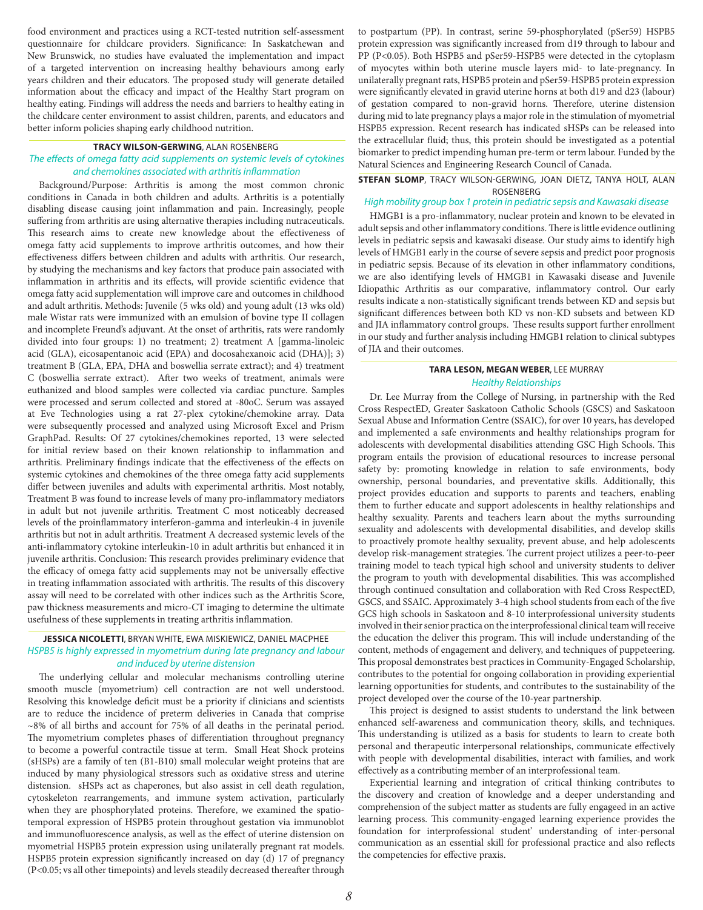food environment and practices using a RCT-tested nutrition self-assessment questionnaire for childcare providers. Significance: In Saskatchewan and New Brunswick, no studies have evaluated the implementation and impact of a targeted intervention on increasing healthy behaviours among early years children and their educators. The proposed study will generate detailed information about the efficacy and impact of the Healthy Start program on healthy eating. Findings will address the needs and barriers to healthy eating in the childcare center environment to assist children, parents, and educators and better inform policies shaping early childhood nutrition.

**TRACY WILSON-GERWING**, ALAN ROSENBERG

*The effects of omega fatty acid supplements on systemic levels of cytokines and chemokines associated with arthritis inflammation*

Background/Purpose: Arthritis is among the most common chronic conditions in Canada in both children and adults. Arthritis is a potentially disabling disease causing joint inflammation and pain. Increasingly, people suffering from arthritis are using alternative therapies including nutraceuticals. This research aims to create new knowledge about the effectiveness of omega fatty acid supplements to improve arthritis outcomes, and how their effectiveness differs between children and adults with arthritis. Our research, by studying the mechanisms and key factors that produce pain associated with inflammation in arthritis and its effects, will provide scientific evidence that omega fatty acid supplementation will improve care and outcomes in childhood and adult arthritis. Methods: Juvenile (5 wks old) and young adult (13 wks old) male Wistar rats were immunized with an emulsion of bovine type II collagen and incomplete Freund's adjuvant. At the onset of arthritis, rats were randomly divided into four groups: 1) no treatment; 2) treatment A [gamma-linoleic acid (GLA), eicosapentanoic acid (EPA) and docosahexanoic acid (DHA)]; 3) treatment B (GLA, EPA, DHA and boswellia serrate extract); and 4) treatment C (boswellia serrate extract). After two weeks of treatment, animals were euthanized and blood samples were collected via cardiac puncture. Samples were processed and serum collected and stored at -80oC. Serum was assayed at Eve Technologies using a rat 27-plex cytokine/chemokine array. Data were subsequently processed and analyzed using Microsoft Excel and Prism GraphPad. Results: Of 27 cytokines/chemokines reported, 13 were selected for initial review based on their known relationship to inflammation and arthritis. Preliminary findings indicate that the effectiveness of the effects on systemic cytokines and chemokines of the three omega fatty acid supplements differ between juveniles and adults with experimental arthritis. Most notably, Treatment B was found to increase levels of many pro-inflammatory mediators in adult but not juvenile arthritis. Treatment C most noticeably decreased levels of the proinflammatory interferon-gamma and interleukin-4 in juvenile arthritis but not in adult arthritis. Treatment A decreased systemic levels of the anti-inflammatory cytokine interleukin-10 in adult arthritis but enhanced it in juvenile arthritis. Conclusion: This research provides preliminary evidence that the efficacy of omega fatty acid supplements may not be universally effective in treating inflammation associated with arthritis. The results of this discovery assay will need to be correlated with other indices such as the Arthritis Score, paw thickness measurements and micro-CT imaging to determine the ultimate usefulness of these supplements in treating arthritis inflammation.

**JESSICA NICOLETTI**, BRYAN WHITE, EWA MISKIEWICZ, DANIEL MACPHEE

*HSPB5 is highly expressed in myometrium during late pregnancy and labour and induced by uterine distension*

The underlying cellular and molecular mechanisms controlling uterine smooth muscle (myometrium) cell contraction are not well understood. Resolving this knowledge deficit must be a priority if clinicians and scientists are to reduce the incidence of preterm deliveries in Canada that comprise ~8% of all births and account for 75% of all deaths in the perinatal period. The myometrium completes phases of differentiation throughout pregnancy to become a powerful contractile tissue at term. Small Heat Shock proteins (sHSPs) are a family of ten (B1-B10) small molecular weight proteins that are induced by many physiological stressors such as oxidative stress and uterine distension. sHSPs act as chaperones, but also assist in cell death regulation, cytoskeleton rearrangements, and immune system activation, particularly when they are phosphorylated proteins. Therefore, we examined the spatio-temporal expression of HSPB5 protein throughout gestation via immunoblot and immunofluorescence analysis, as well as the effect of uterine distension on myometrial HSPB5 protein expression using unilaterally pregnant rat models. HSPB5 protein expression significantly increased on day (d) 17 of pregnancy ($P<0.05$; vs all other timepoints) and levels steadily decreased thereafter through to postpartum (PP). In contrast, serine 59-phosphorylated (pSer59) HSPB5 protein expression was significantly increased from d19 through to labour and PP ($P<0.05$). Both HSPB5 and pSer59-HSPB5 were detected in the cytoplasm of myocytes within both uterine muscle layers mid- to late-pregnancy. In unilaterally pregnant rats, HSPB5 protein and pSer59-HSPB5 protein expression were significantly elevated in gravid uterine horns at both d19 and d23 (labour) of gestation compared to non-gravid horns. Therefore, uterine distension during mid to late pregnancy plays a major role in the stimulation of myometrial HSPB5 expression. Recent research has indicated sHSPs can be released into the extracellular fluid; thus, this protein should be investigated as a potential biomarker to predict impending human pre-term or term labour. Funded by the Natural Sciences and Engineering Research Council of Canada.

**STEFAN SLOMP**, TRACY WILSON-GERWING, JOAN DIETZ, TANYA HOLT, ALAN ROSENBERG

*High mobility group box 1 protein in pediatric sepsis and Kawasaki disease*

HMGB1 is a pro-inflammatory, nuclear protein and known to be elevated in adult sepsis and other inflammatory conditions. There is little evidence outlining levels in pediatric sepsis and kawasaki disease. Our study aims to identify high levels of HMGB1 early in the course of severe sepsis and predict poor prognosis in pediatric sepsis. Because of its elevation in other inflammatory conditions, we are also identifying levels of HMGB1 in Kawasaki disease and Juvenile Idiopathic Arthritis as our comparative, inflammatory control. Our early results indicate a non-statistically significant trends between KD and sepsis but significant differences between both KD vs non-KD subsets and between KD and JIA inflammatory control groups. These results support further enrollment in our study and further analysis including HMGB1 relation to clinical subtypes of JIA and their outcomes.

**TARA LESON, MEGAN WEBER**, LEE MURRAY

*Healthy Relationships*

Dr. Lee Murray from the College of Nursing, in partnership with the Red Cross RespectED, Greater Saskatoon Catholic Schools (GSCS) and Saskatoon Sexual Abuse and Information Centre (SSAIC), for over 10 years, has developed and implemented a safe environments and healthy relationships program for adolescents with developmental disabilities attending GSC High Schools. This program entails the provision of educational resources to increase personal safety by: promoting knowledge in relation to safe environments, body ownership, personal boundaries, and preventative skills. Additionally, this project provides education and supports to parents and teachers, enabling them to further educate and support adolescents in healthy relationships and healthy sexuality. Parents and teachers learn about the myths surrounding sexuality and adolescents with developmental disabilities, and develop skills to proactively promote healthy sexuality, prevent abuse, and help adolescents develop risk-management strategies. The current project utilizes a peer-to-peer training model to teach typical high school and university students to deliver the program to youth with developmental disabilities. This was accomplished through continued consultation and collaboration with Red Cross RespectED, GSCS, and SSAIC. Approximately 3-4 high school students from each of the five GCS high schools in Saskatoon and 8-10 interprofessional university students involved in their senior practica on the interprofessional clinical team will receive the education the deliver this program. This will include understanding of the content, methods of engagement and delivery, and techniques of puppeteering. This proposal demonstrates best practices in Community-Engaged Scholarship, contributes to the potential for ongoing collaboration in providing experiential learning opportunities for students, and contributes to the sustainability of the project developed over the course of the 10-year partnership.

This project is designed to assist students to understand the link between enhanced self-awareness and communication theory, skills, and techniques. This understanding is utilized as a basis for students to learn to create both personal and therapeutic interpersonal relationships, communicate effectively with people with developmental disabilities, interact with families, and work effectively as a contributing member of an interprofessional team.

Experiential learning and integration of critical thinking contributes to the discovery and creation of knowledge and a deeper understanding and comprehension of the subject matter as students are fully engageed in an active learning process. This community-engaged learning experience provides the foundation for interprofessional student' understanding of inter-personal communication as an essential skill for professional practice and also reflects the competencies for effective praxis.